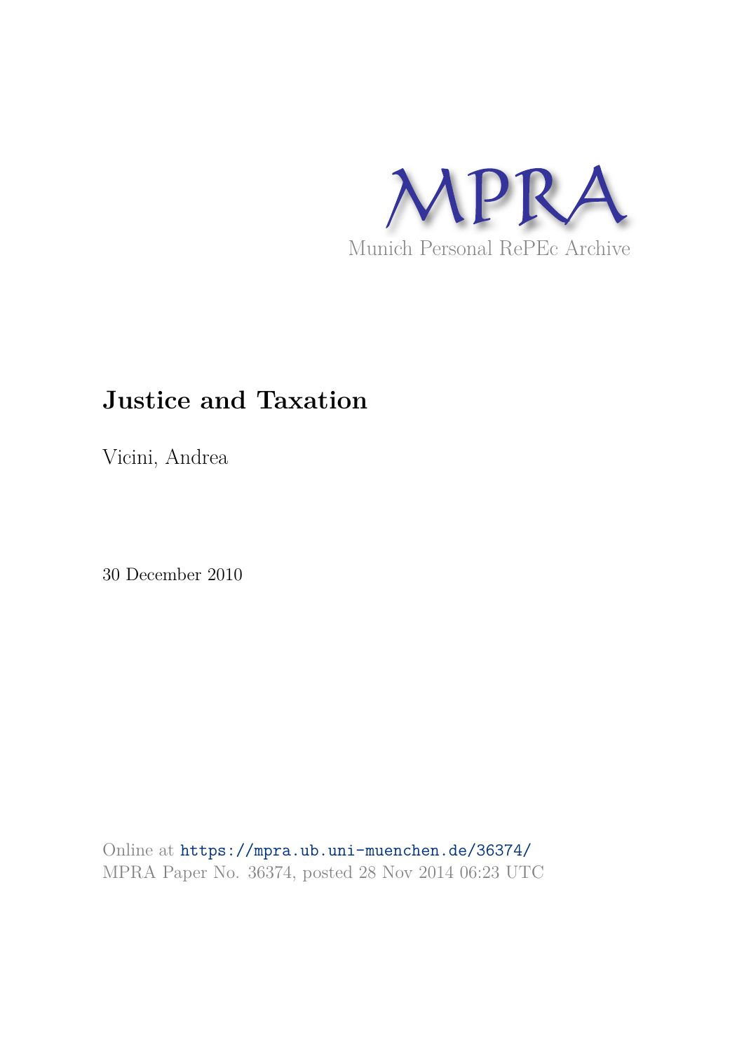MPRA

Munich Personal RePEc Archive

# Justice and Taxation

Vicini, Andrea

30 December 2010

Online at https://mpra.ub.uni-muenchen.de/36374/
MPRA Paper No. 36374, posted 28 Nov 2014 06:23 UTC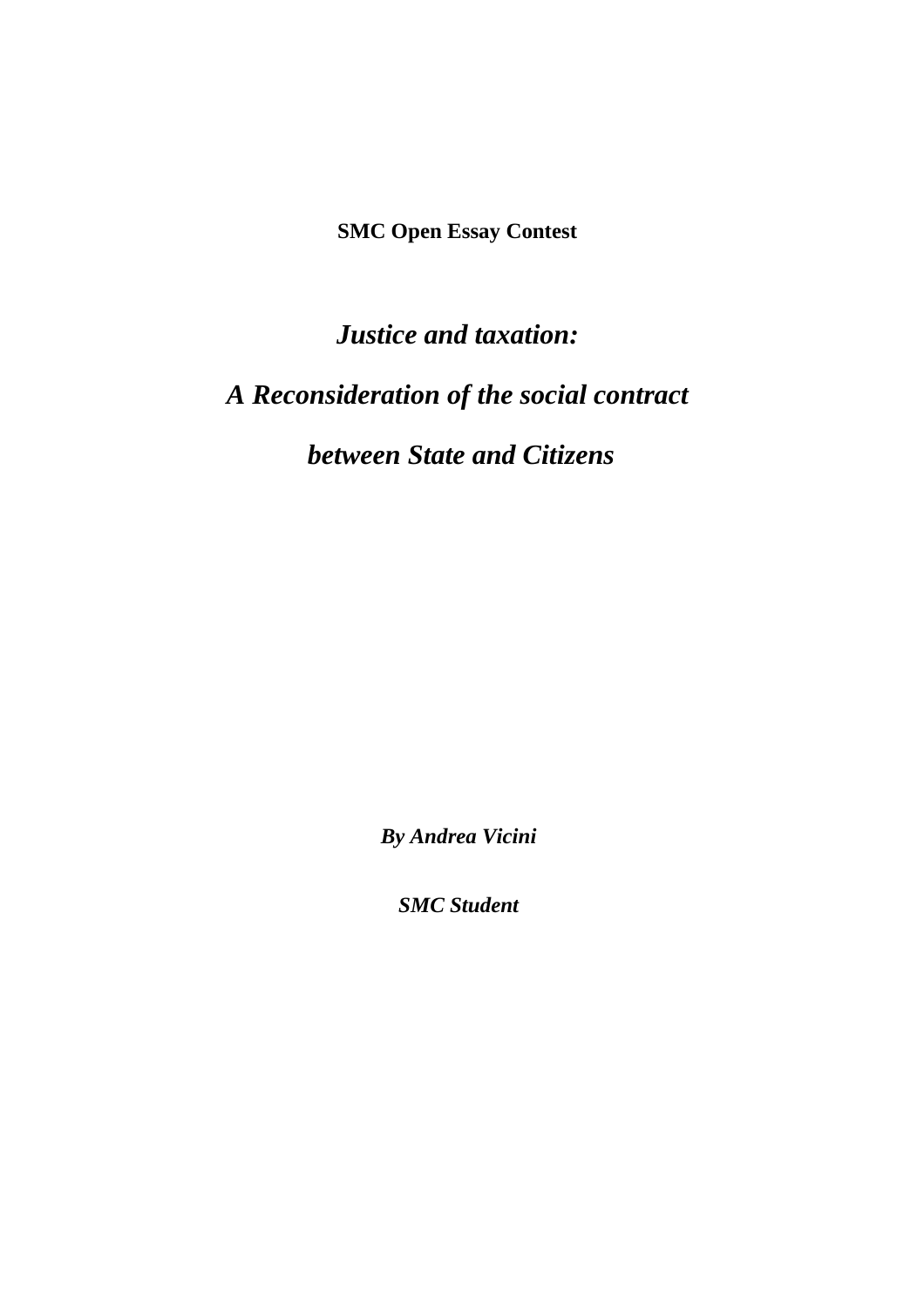**SMC Open Essay Contest**

# *Justice and taxation:*

# *A Reconsideration of the social contract*

# *between State and Citizens*

***By Andrea Vicini***

***SMC Student***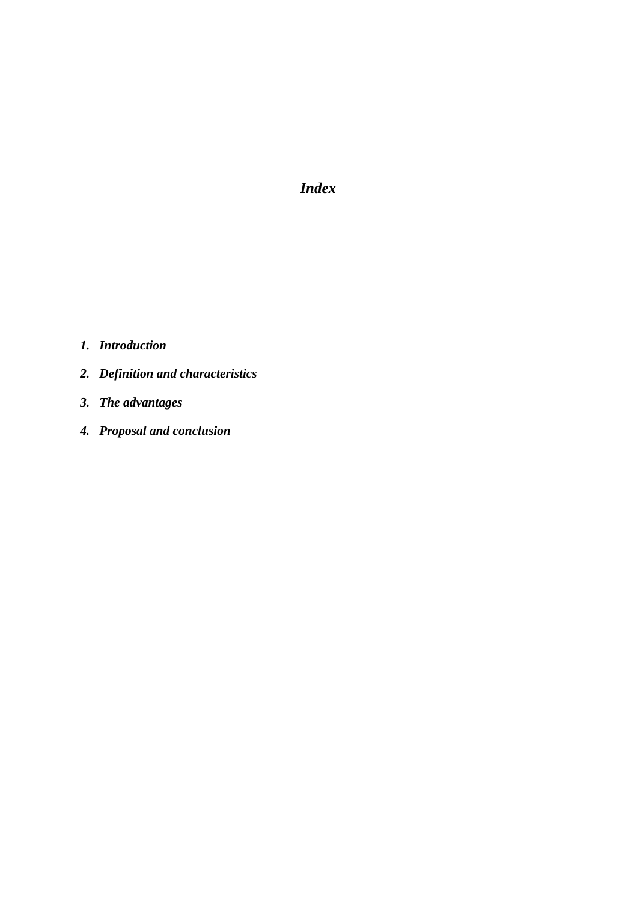# *Index*

1. ***Introduction***
2. ***Definition and characteristics***
3. ***The advantages***
4. ***Proposal and conclusion***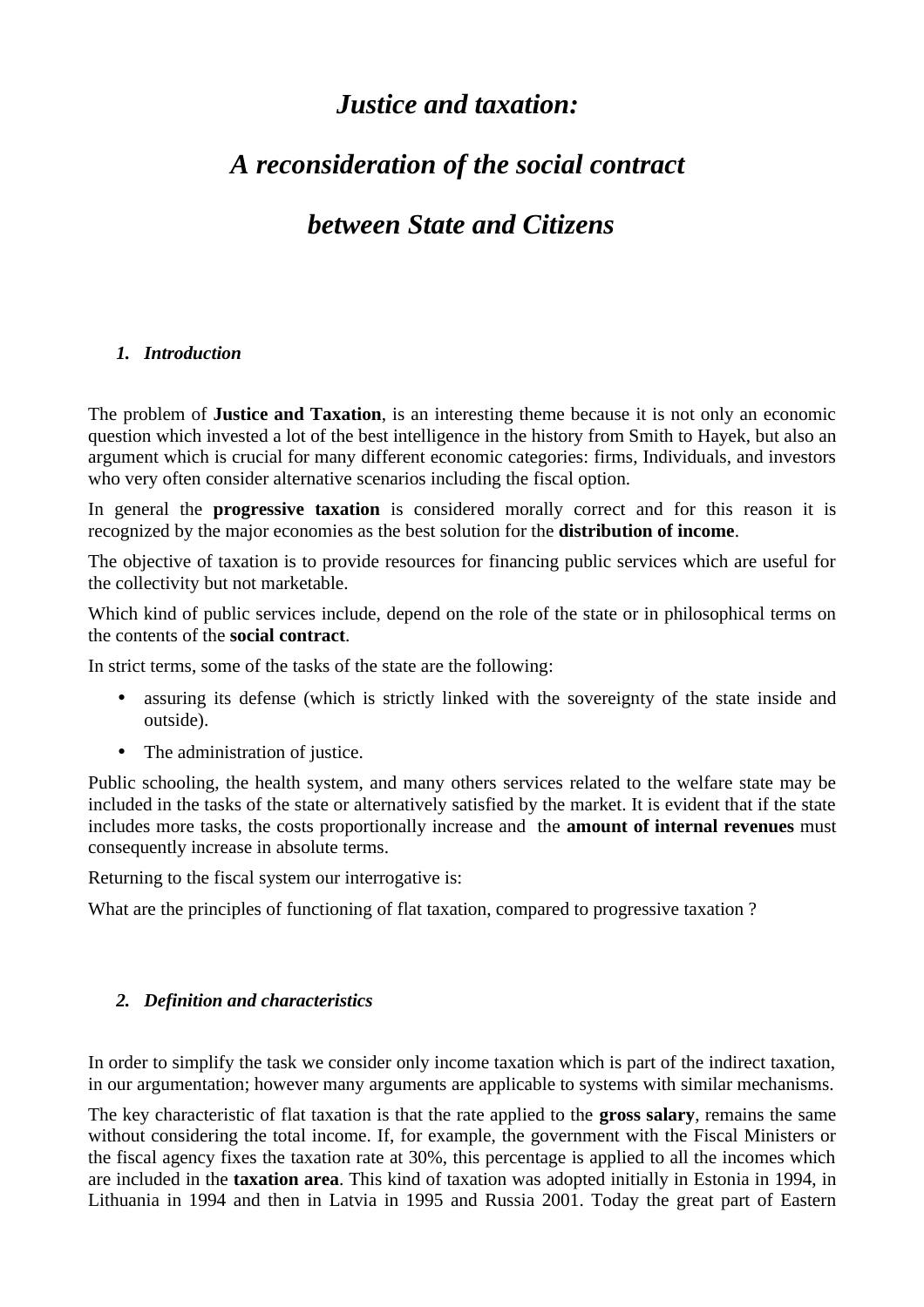# *Justice and taxation:*

# *A reconsideration of the social contract*

# *between State and Citizens*

## *1. Introduction*

The problem of **Justice and Taxation**, is an interesting theme because it is not only an economic question which invested a lot of the best intelligence in the history from Smith to Hayek, but also an argument which is crucial for many different economic categories: firms, Individuals, and investors who very often consider alternative scenarios including the fiscal option.

In general the **progressive taxation** is considered morally correct and for this reason it is recognized by the major economies as the best solution for the **distribution of income**.

The objective of taxation is to provide resources for financing public services which are useful for the collectivity but not marketable.

Which kind of public services include, depend on the role of the state or in philosophical terms on the contents of the **social contract**.

In strict terms, some of the tasks of the state are the following:

- assuring its defense (which is strictly linked with the sovereignty of the state inside and outside).
- The administration of justice.

Public schooling, the health system, and many others services related to the welfare state may be included in the tasks of the state or alternatively satisfied by the market. It is evident that if the state includes more tasks, the costs proportionally increase and the **amount of internal revenues** must consequently increase in absolute terms.

Returning to the fiscal system our interrogative is:

What are the principles of functioning of flat taxation, compared to progressive taxation ?

## *2. Definition and characteristics*

In order to simplify the task we consider only income taxation which is part of the indirect taxation, in our argumentation; however many arguments are applicable to systems with similar mechanisms.

The key characteristic of flat taxation is that the rate applied to the **gross salary**, remains the same without considering the total income. If, for example, the government with the Fiscal Ministers or the fiscal agency fixes the taxation rate at 30%, this percentage is applied to all the incomes which are included in the **taxation area**. This kind of taxation was adopted initially in Estonia in 1994, in Lithuania in 1994 and then in Latvia in 1995 and Russia 2001. Today the great part of Eastern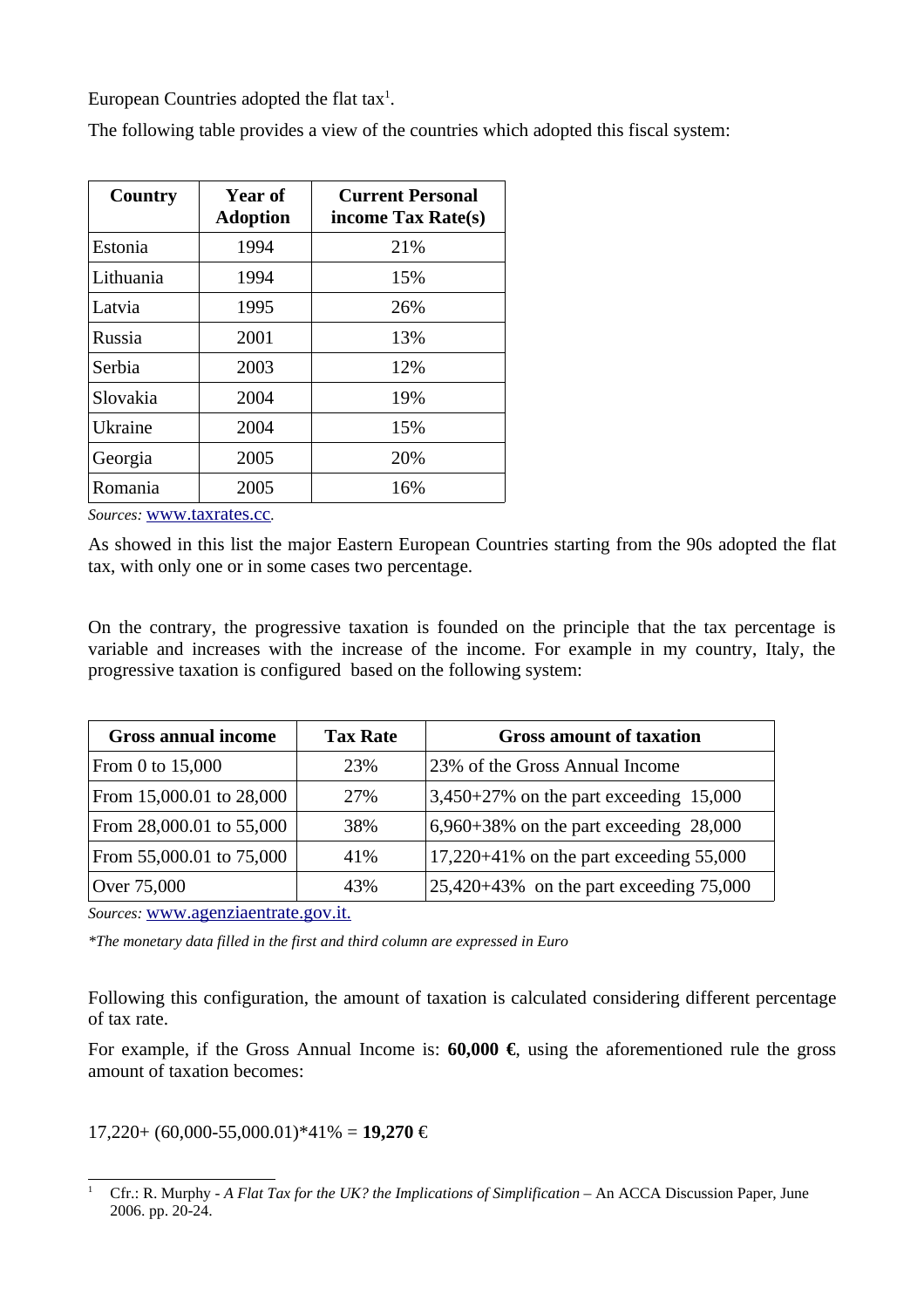European Countries adopted the flat tax[1].

The following table provides a view of the countries which adopted this fiscal system:

| Country | Year of Adoption | Current Personal income Tax Rate(s) |
|---|---|---|
| Estonia | 1994 | 21% |
| Lithuania | 1994 | 15% |
| Latvia | 1995 | 26% |
| Russia | 2001 | 13% |
| Serbia | 2003 | 12% |
| Slovakia | 2004 | 19% |
| Ukraine | 2004 | 15% |
| Georgia | 2005 | 20% |
| Romania | 2005 | 16% |

*Sources:* www.taxrates.cc.

As showed in this list the major Eastern European Countries starting from the 90s adopted the flat tax, with only one or in some cases two percentage.

On the contrary, the progressive taxation is founded on the principle that the tax percentage is variable and increases with the increase of the income. For example in my country, Italy, the progressive taxation is configured based on the following system:

| Gross annual income | Tax Rate | Gross amount of taxation |
|---|---|---|
| From 0 to 15,000 | 23% | 23% of the Gross Annual Income |
| From 15,000.01 to 28,000 | 27% | 3,450+27% on the part exceeding 15,000 |
| From 28,000.01 to 55,000 | 38% | 6,960+38% on the part exceeding 28,000 |
| From 55,000.01 to 75,000 | 41% | 17,220+41% on the part exceeding 55,000 |
| Over 75,000 | 43% | 25,420+43% on the part exceeding 75,000 |

*Sources:* www.agenziaentrate.gov.it.

*\*The monetary data filled in the first and third column are expressed in Euro*

Following this configuration, the amount of taxation is calculated considering different percentage of tax rate.

For example, if the Gross Annual Income is: **60,000 €**, using the aforementioned rule the gross amount of taxation becomes:

17,220+ (60,000-55,000.01)*41% = **19,270** €

---

[1] Cfr.: R. Murphy - *A Flat Tax for the UK? the Implications of Simplification* – An ACCA Discussion Paper, June 2006. pp. 20-24.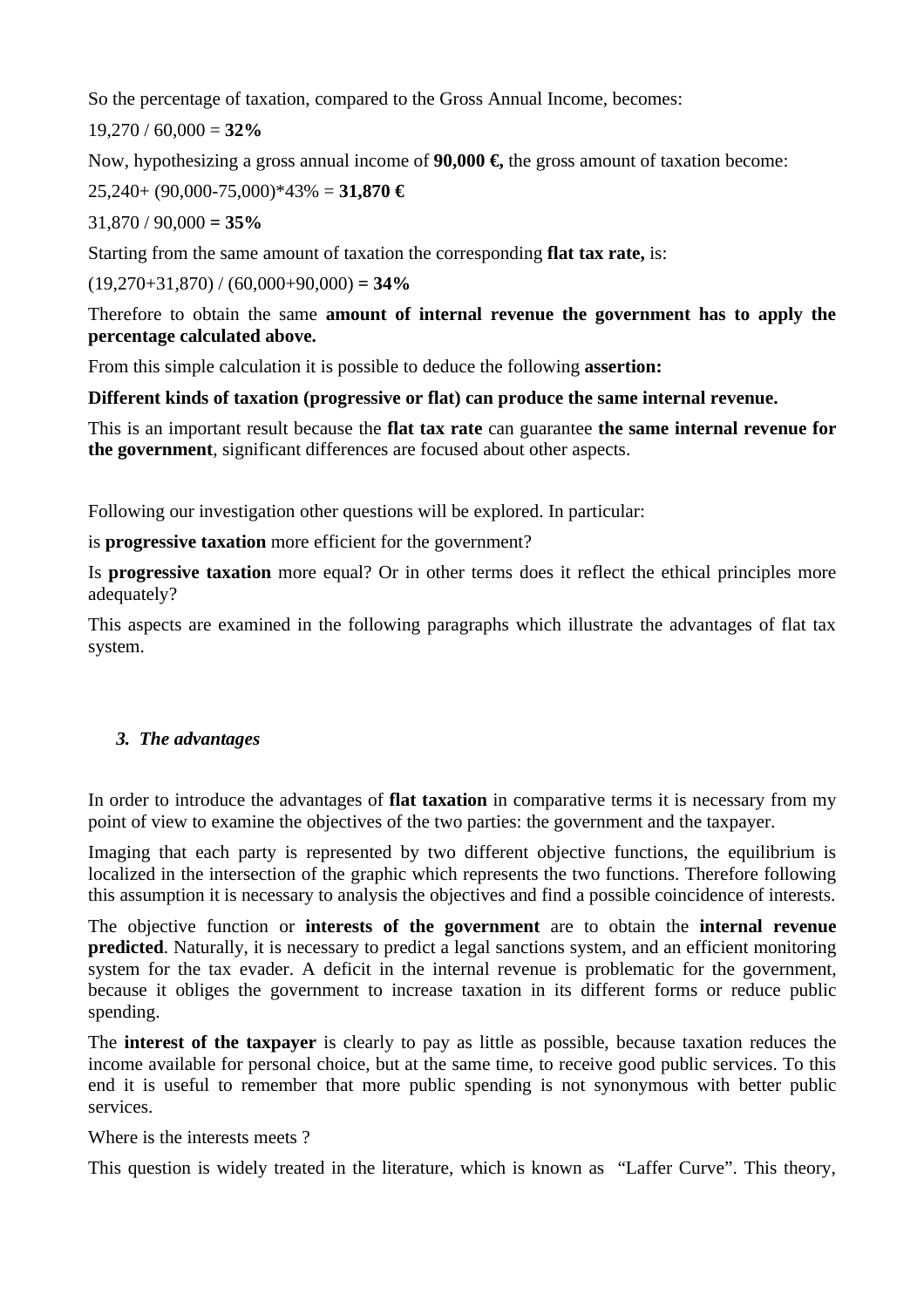So the percentage of taxation, compared to the Gross Annual Income, becomes:

19,270 / 60,000 = **32%**

Now, hypothesizing a gross annual income of **90,000 €,** the gross amount of taxation become:

25,240+ (90,000-75,000)*43% = **31,870 €**

31,870 / 90,000 **= 35%**

Starting from the same amount of taxation the corresponding **flat tax rate,** is:

(19,270+31,870) / (60,000+90,000) **= 34%**

Therefore to obtain the same **amount of internal revenue the government has to apply the percentage calculated above.**

From this simple calculation it is possible to deduce the following **assertion:**

**Different kinds of taxation (progressive or flat) can produce the same internal revenue.**

This is an important result because the **flat tax rate** can guarantee **the same internal revenue for the government**, significant differences are focused about other aspects.

Following our investigation other questions will be explored. In particular:

is **progressive taxation** more efficient for the government?

Is **progressive taxation** more equal? Or in other terms does it reflect the ethical principles more adequately?

This aspects are examined in the following paragraphs which illustrate the advantages of flat tax system.

### *3. The advantages*

In order to introduce the advantages of **flat taxation** in comparative terms it is necessary from my point of view to examine the objectives of the two parties: the government and the taxpayer.

Imaging that each party is represented by two different objective functions, the equilibrium is localized in the intersection of the graphic which represents the two functions. Therefore following this assumption it is necessary to analysis the objectives and find a possible coincidence of interests.

The objective function or **interests of the government** are to obtain the **internal revenue predicted**. Naturally, it is necessary to predict a legal sanctions system, and an efficient monitoring system for the tax evader. A deficit in the internal revenue is problematic for the government, because it obliges the government to increase taxation in its different forms or reduce public spending.

The **interest of the taxpayer** is clearly to pay as little as possible, because taxation reduces the income available for personal choice, but at the same time, to receive good public services. To this end it is useful to remember that more public spending is not synonymous with better public services.

Where is the interests meets ?

This question is widely treated in the literature, which is known as "Laffer Curve". This theory,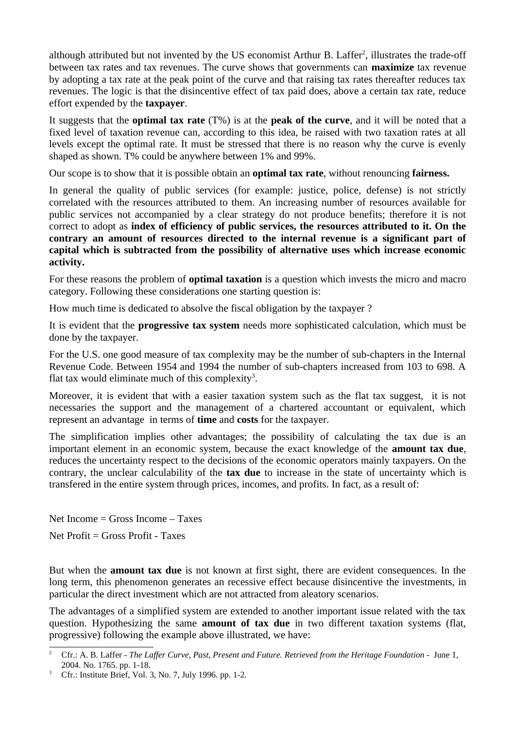although attributed but not invented by the US economist Arthur B. Laffer[2], illustrates the trade-off between tax rates and tax revenues. The curve shows that governments can **maximize** tax revenue by adopting a tax rate at the peak point of the curve and that raising tax rates thereafter reduces tax revenues. The logic is that the disincentive effect of tax paid does, above a certain tax rate, reduce effort expended by the **taxpayer**.

It suggests that the **optimal tax rate** (T%) is at the **peak of the curve**, and it will be noted that a fixed level of taxation revenue can, according to this idea, be raised with two taxation rates at all levels except the optimal rate. It must be stressed that there is no reason why the curve is evenly shaped as shown. T% could be anywhere between 1% and 99%.

Our scope is to show that it is possible obtain an **optimal tax rate**, without renouncing **fairness.**

In general the quality of public services (for example: justice, police, defense) is not strictly correlated with the resources attributed to them. An increasing number of resources available for public services not accompanied by a clear strategy do not produce benefits; therefore it is not correct to adopt as **index of efficiency of public services, the resources attributed to it. On the contrary an amount of resources directed to the internal revenue is a significant part of capital which is subtracted from the possibility of alternative uses which increase economic activity.**

For these reasons the problem of **optimal taxation** is a question which invests the micro and macro category. Following these considerations one starting question is:

How much time is dedicated to absolve the fiscal obligation by the taxpayer ?

It is evident that the **progressive tax system** needs more sophisticated calculation, which must be done by the taxpayer.

For the U.S. one good measure of tax complexity may be the number of sub-chapters in the Internal Revenue Code. Between 1954 and 1994 the number of sub-chapters increased from 103 to 698. A flat tax would eliminate much of this complexity[3].

Moreover, it is evident that with a easier taxation system such as the flat tax suggest, it is not necessaries the support and the management of a chartered accountant or equivalent, which represent an advantage in terms of **time** and **costs** for the taxpayer.

The simplification implies other advantages; the possibility of calculating the tax due is an important element in an economic system, because the exact knowledge of the **amount tax due**, reduces the uncertainty respect to the decisions of the economic operators mainly taxpayers. On the contrary, the unclear calculability of the **tax due** to increase in the state of uncertainty which is transfered in the entire system through prices, incomes, and profits. In fact, as a result of:

Net Income = Gross Income – Taxes

Net Profit = Gross Profit - Taxes

But when the **amount tax due** is not known at first sight, there are evident consequences. In the long term, this phenomenon generates an recessive effect because disincentive the investments, in particular the direct investment which are not attracted from aleatory scenarios.

The advantages of a simplified system are extended to another important issue related with the tax question. Hypothesizing the same **amount of tax due** in two different taxation systems (flat, progressive) following the example above illustrated, we have:

---

[2] Cfr.: A. B. Laffer - *The Laffer Curve, Past, Present and Future. Retrieved from the Heritage Foundation* - June 1, 2004. No. 1765. pp. 1-18.

[3] Cfr.: Institute Brief, Vol. 3, No. 7, July 1996. pp. 1-2.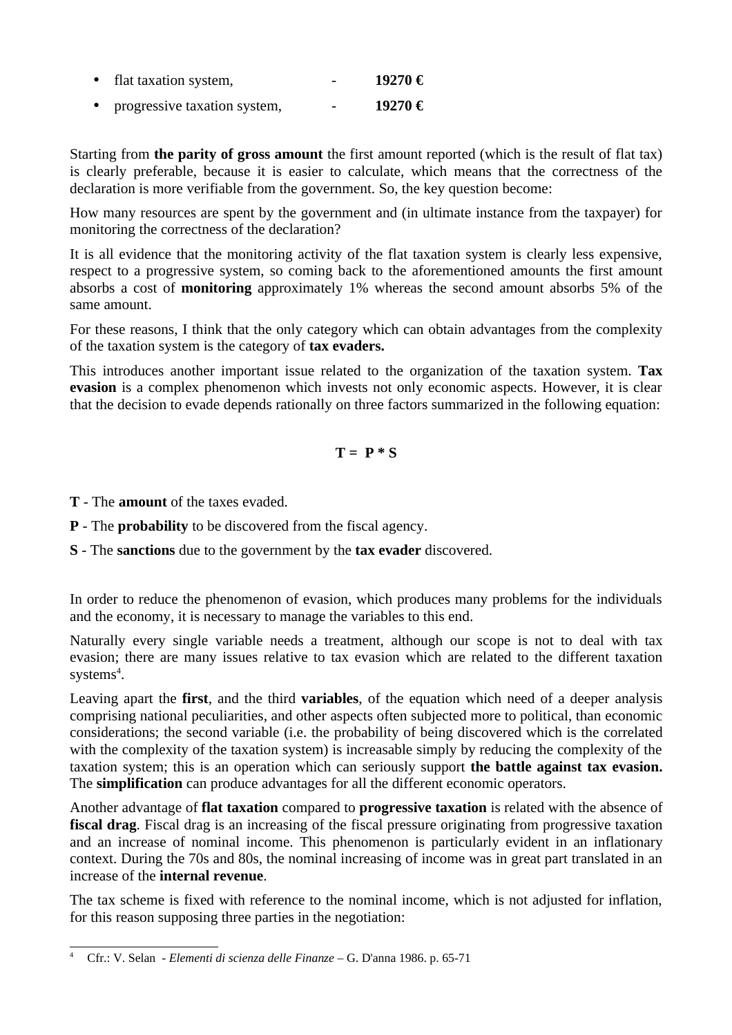- flat taxation system, - **19270 €**
- progressive taxation system, - **19270 €**

Starting from **the parity of gross amount** the first amount reported (which is the result of flat tax) is clearly preferable, because it is easier to calculate, which means that the correctness of the declaration is more verifiable from the government. So, the key question become:

How many resources are spent by the government and (in ultimate instance from the taxpayer) for monitoring the correctness of the declaration?

It is all evidence that the monitoring activity of the flat taxation system is clearly less expensive, respect to a progressive system, so coming back to the aforementioned amounts the first amount absorbs a cost of **monitoring** approximately 1% whereas the second amount absorbs 5% of the same amount.

For these reasons, I think that the only category which can obtain advantages from the complexity of the taxation system is the category of **tax evaders.**

This introduces another important issue related to the organization of the taxation system. **Tax evasion** is a complex phenomenon which invests not only economic aspects. However, it is clear that the decision to evade depends rationally on three factors summarized in the following equation:

$$\mathbf{T = P * S}$$

**T** - The **amount** of the taxes evaded.

**P** - The **probability** to be discovered from the fiscal agency.

**S** - The **sanctions** due to the government by the **tax evader** discovered.

In order to reduce the phenomenon of evasion, which produces many problems for the individuals and the economy, it is necessary to manage the variables to this end.

Naturally every single variable needs a treatment, although our scope is not to deal with tax evasion; there are many issues relative to tax evasion which are related to the different taxation systems[4].

Leaving apart the **first**, and the third **variables**, of the equation which need of a deeper analysis comprising national peculiarities, and other aspects often subjected more to political, than economic considerations; the second variable (i.e. the probability of being discovered which is the correlated with the complexity of the taxation system) is increasable simply by reducing the complexity of the taxation system; this is an operation which can seriously support **the battle against tax evasion.** The **simplification** can produce advantages for all the different economic operators.

Another advantage of **flat taxation** compared to **progressive taxation** is related with the absence of **fiscal drag**. Fiscal drag is an increasing of the fiscal pressure originating from progressive taxation and an increase of nominal income. This phenomenon is particularly evident in an inflationary context. During the 70s and 80s, the nominal increasing of income was in great part translated in an increase of the **internal revenue**.

The tax scheme is fixed with reference to the nominal income, which is not adjusted for inflation, for this reason supposing three parties in the negotiation:

---

[4] Cfr.: V. Selan - *Elementi di scienza delle Finanze* – G. D'anna 1986. p. 65-71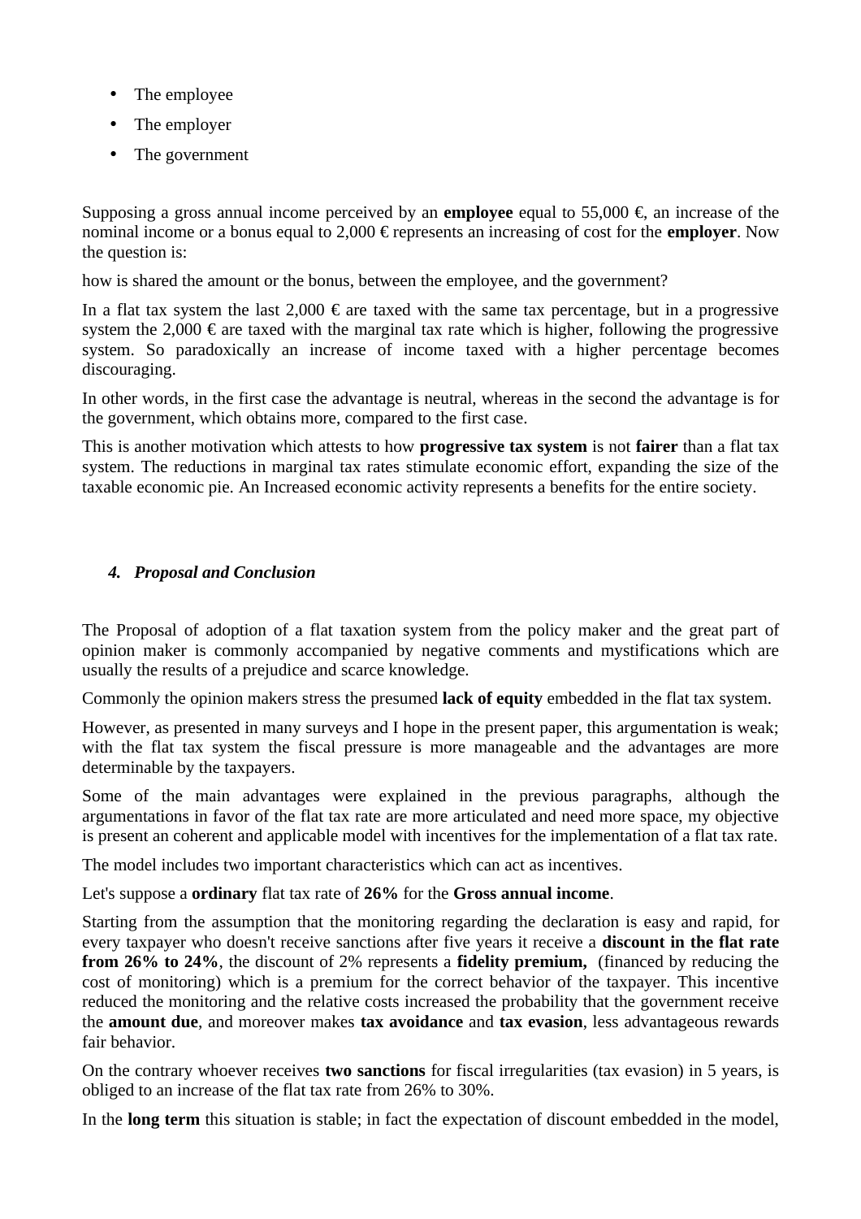- The employee
- The employer
- The government

Supposing a gross annual income perceived by an **employee** equal to 55,000 €, an increase of the nominal income or a bonus equal to 2,000 € represents an increasing of cost for the **employer**. Now the question is:

how is shared the amount or the bonus, between the employee, and the government?

In a flat tax system the last 2,000 € are taxed with the same tax percentage, but in a progressive system the 2,000 € are taxed with the marginal tax rate which is higher, following the progressive system. So paradoxically an increase of income taxed with a higher percentage becomes discouraging.

In other words, in the first case the advantage is neutral, whereas in the second the advantage is for the government, which obtains more, compared to the first case.

This is another motivation which attests to how **progressive tax system** is not **fairer** than a flat tax system. The reductions in marginal tax rates stimulate economic effort, expanding the size of the taxable economic pie. An Increased economic activity represents a benefits for the entire society.

## 4. *Proposal and Conclusion*

The Proposal of adoption of a flat taxation system from the policy maker and the great part of opinion maker is commonly accompanied by negative comments and mystifications which are usually the results of a prejudice and scarce knowledge.

Commonly the opinion makers stress the presumed **lack of equity** embedded in the flat tax system.

However, as presented in many surveys and I hope in the present paper, this argumentation is weak; with the flat tax system the fiscal pressure is more manageable and the advantages are more determinable by the taxpayers.

Some of the main advantages were explained in the previous paragraphs, although the argumentations in favor of the flat tax rate are more articulated and need more space, my objective is present an coherent and applicable model with incentives for the implementation of a flat tax rate.

The model includes two important characteristics which can act as incentives.

Let's suppose a **ordinary** flat tax rate of **26%** for the **Gross annual income**.

Starting from the assumption that the monitoring regarding the declaration is easy and rapid, for every taxpayer who doesn't receive sanctions after five years it receive a **discount in the flat rate from 26% to 24%**, the discount of 2% represents a **fidelity premium,** (financed by reducing the cost of monitoring) which is a premium for the correct behavior of the taxpayer. This incentive reduced the monitoring and the relative costs increased the probability that the government receive the **amount due**, and moreover makes **tax avoidance** and **tax evasion**, less advantageous rewards fair behavior.

On the contrary whoever receives **two sanctions** for fiscal irregularities (tax evasion) in 5 years, is obliged to an increase of the flat tax rate from 26% to 30%.

In the **long term** this situation is stable; in fact the expectation of discount embedded in the model,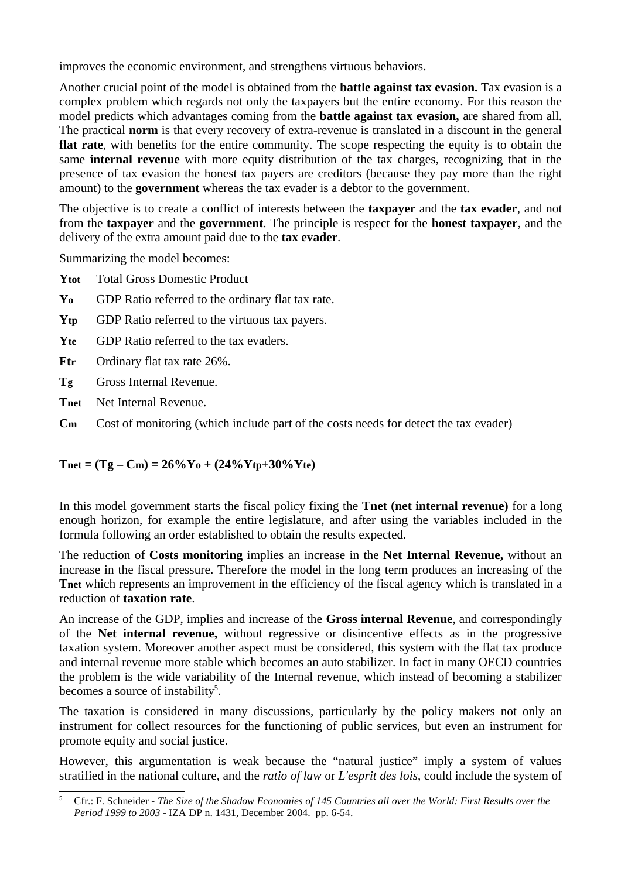improves the economic environment, and strengthens virtuous behaviors.

Another crucial point of the model is obtained from the **battle against tax evasion.** Tax evasion is a complex problem which regards not only the taxpayers but the entire economy. For this reason the model predicts which advantages coming from the **battle against tax evasion,** are shared from all. The practical **norm** is that every recovery of extra-revenue is translated in a discount in the general **flat rate**, with benefits for the entire community. The scope respecting the equity is to obtain the same **internal revenue** with more equity distribution of the tax charges, recognizing that in the presence of tax evasion the honest tax payers are creditors (because they pay more than the right amount) to the **government** whereas the tax evader is a debtor to the government.

The objective is to create a conflict of interests between the **taxpayer** and the **tax evader**, and not from the **taxpayer** and the **government**. The principle is respect for the **honest taxpayer**, and the delivery of the extra amount paid due to the **tax evader**.

Summarizing the model becomes:

- $Y_{tot}$ Total Gross Domestic Product
- $Y_o$ GDP Ratio referred to the ordinary flat tax rate.
- $Y_{tp}$ GDP Ratio referred to the virtuous tax payers.
- $Y_{te}$ GDP Ratio referred to the tax evaders.
- $F_{tr}$ Ordinary flat tax rate 26%.
- $T_g$ Gross Internal Revenue.
- $T_{net}$ Net Internal Revenue.
- $C_m$ Cost of monitoring (which include part of the costs needs for detect the tax evader)

$$T_{net} = (T_g - C_m) = 26\%Y_o + (24\%Y_{tp} + 30\%Y_{te})$$

In this model government starts the fiscal policy fixing the **Tnet (net internal revenue)** for a long enough horizon, for example the entire legislature, and after using the variables included in the formula following an order established to obtain the results expected.

The reduction of **Costs monitoring** implies an increase in the **Net Internal Revenue,** without an increase in the fiscal pressure. Therefore the model in the long term produces an increasing of the $T_{net}$ which represents an improvement in the efficiency of the fiscal agency which is translated in a reduction of **taxation rate**.

An increase of the GDP, implies and increase of the **Gross internal Revenue**, and correspondingly of the **Net internal revenue,** without regressive or disincentive effects as in the progressive taxation system. Moreover another aspect must be considered, this system with the flat tax produce and internal revenue more stable which becomes an auto stabilizer. In fact in many OECD countries the problem is the wide variability of the Internal revenue, which instead of becoming a stabilizer becomes a source of instability[5].

The taxation is considered in many discussions, particularly by the policy makers not only an instrument for collect resources for the functioning of public services, but even an instrument for promote equity and social justice.

However, this argumentation is weak because the "natural justice" imply a system of values stratified in the national culture, and the *ratio of law* or *L'esprit des lois*, could include the system of

[5] Cfr.: F. Schneider - *The Size of the Shadow Economies of 145 Countries all over the World: First Results over the Period 1999 to 2003* - IZA DP n. 1431, December 2004. pp. 6-54.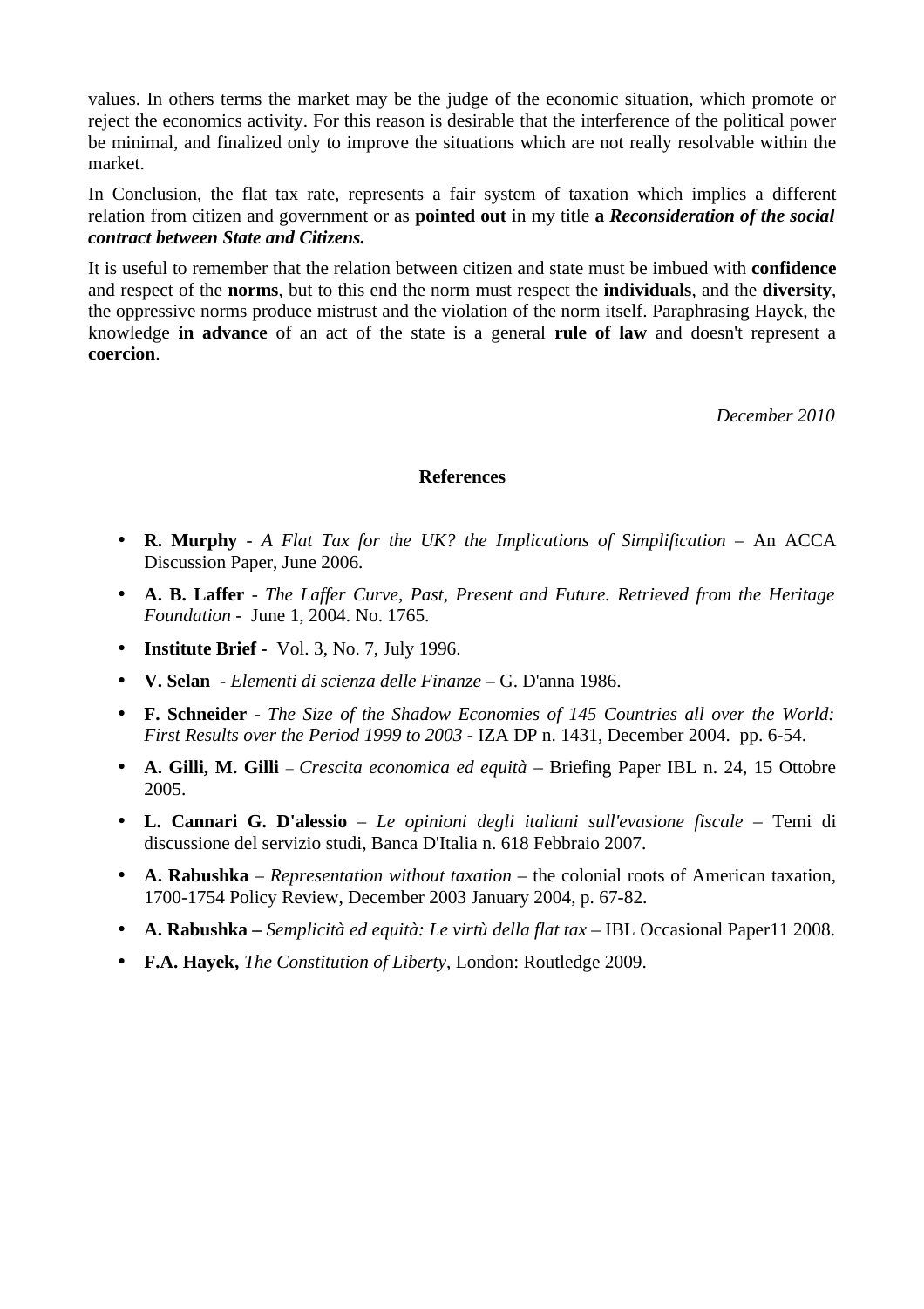values. In others terms the market may be the judge of the economic situation, which promote or reject the economics activity. For this reason is desirable that the interference of the political power be minimal, and finalized only to improve the situations which are not really resolvable within the market.

In Conclusion, the flat tax rate, represents a fair system of taxation which implies a different relation from citizen and government or as **pointed out** in my title **a *Reconsideration of the social contract between State and Citizens.***

It is useful to remember that the relation between citizen and state must be imbued with **confidence** and respect of the **norms**, but to this end the norm must respect the **individuals**, and the **diversity**, the oppressive norms produce mistrust and the violation of the norm itself. Paraphrasing Hayek, the knowledge **in advance** of an act of the state is a general **rule of law** and doesn't represent a **coercion**.

*December 2010*

**References**

- **R. Murphy** - *A Flat Tax for the UK? the Implications of Simplification* – An ACCA Discussion Paper, June 2006.
- **A. B. Laffer** - *The Laffer Curve, Past, Present and Future. Retrieved from the Heritage Foundation* - June 1, 2004. No. 1765.
- **Institute Brief -** Vol. 3, No. 7, July 1996.
- **V. Selan** - *Elementi di scienza delle Finanze* – G. D'anna 1986.
- **F. Schneider** - *The Size of the Shadow Economies of 145 Countries all over the World: First Results over the Period 1999 to 2003* - IZA DP n. 1431, December 2004. pp. 6-54.
- **A. Gilli, M. Gilli** – *Crescita economica ed equità* – Briefing Paper IBL n. 24, 15 Ottobre 2005.
- **L. Cannari G. D'alessio** – *Le opinioni degli italiani sull'evasione fiscale* – Temi di discussione del servizio studi, Banca D'Italia n. 618 Febbraio 2007.
- **A. Rabushka** – *Representation without taxation* – the colonial roots of American taxation, 1700-1754 Policy Review, December 2003 January 2004, p. 67-82.
- **A. Rabushka –** *Semplicità ed equità: Le virtù della flat tax* – IBL Occasional Paper11 2008.
- **F.A. Hayek,** *The Constitution of Liberty*, London: Routledge 2009.